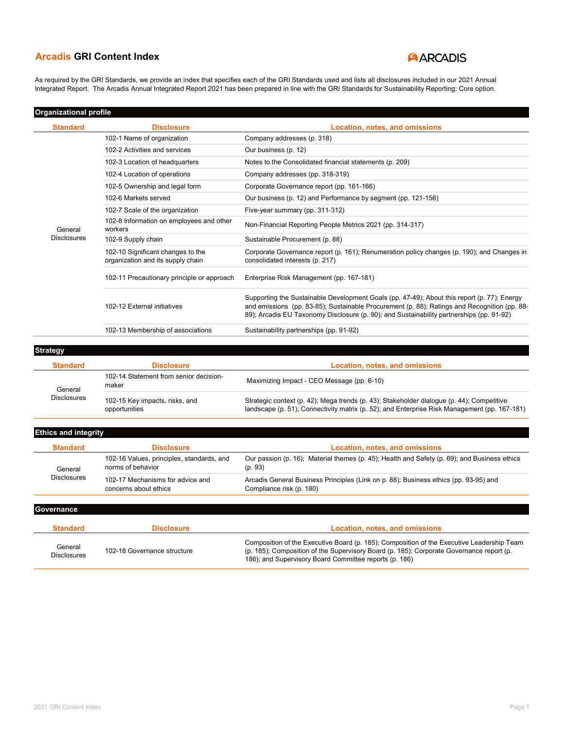# Arcadis GRI Content Index

As required by the GRI Standards, we provide an index that specifies each of the GRI Standards used and lists all disclosures included in our 2021 Annual Integrated Report. The Arcadis Annual Integrated Report 2021 has been prepared in line with the GRI Standards for Sustainability Reporting: Core option.

## Organizational profile

| Standard | Disclosure | Location, notes, and omissions |
|---|---|---|
| General Disclosures | 102-1 Name of organization | Company addresses (p. 318) |
| | 102-2 Activities and services | Our business (p. 12) |
| | 102-3 Location of headquarters | Notes to the Consolidated financial statements (p. 209) |
| | 102-4 Location of operations | Company addresses (pp. 318-319) |
| | 102-5 Ownership and legal form | Corporate Governance report (pp. 161-166) |
| | 102-6 Markets served | Our business (p. 12) and Performance by segment (pp. 121-156) |
| | 102-7 Scale of the organization | Five-year summary (pp. 311-312) |
| | 102-8 Information on employees and other workers | Non-Financial Reporting People Metrics 2021 (pp. 314-317) |
| | 102-9 Supply chain | Sustainable Procurement (p. 88) |
| | 102-10 Significant changes to the organization and its supply chain | Corporate Governance report (p. 161); Renumeration policy changes (p. 190); and Changes in consolidated interests (p. 217) |
| | 102-11 Precautionary principle or approach | Enterprise Risk Management (pp. 167-181) |
| | 102-12 External initiatives | Supporting the Sustainable Development Goals (pp. 47-49); About this report (p. 77); Energy and emissions (pp. 83-85); Sustainable Procurement (p. 88); Ratings and Recognition (pp. 88-89); Arcadis EU Taxonomy Disclosure (p. 90); and Sustainability partnerships (pp. 91-92) |
| | 102-13 Membership of associations | Sustainability partnerships (pp. 91-92) |

## Strategy

| Standard | Disclosure | Location, notes, and omissions |
|---|---|---|
| General Disclosures | 102-14 Statement from senior decision-maker | Maximizing Impact - CEO Message (pp. 6-10) |
| | 102-15 Key impacts, risks, and opportunities | Strategic context (p. 42); Mega trends (p. 43); Stakeholder dialogue (p. 44); Competitive landscape (p. 51); Connectivity matrix (p. 52); and Enterprise Risk Management (pp. 167-181) |

## Ethics and integrity

| Standard | Disclosure | Location, notes, and omissions |
|---|---|---|
| General Disclosures | 102-16 Values, principles, standards, and norms of behavior | Our passion (p. 16); Material themes (p. 45); Health and Safety (p. 69); and Business ethics (p. 93) |
| | 102-17 Mechanisms for advice and concerns about ethics | Arcadis General Business Principles (Link on p. 88); Business ethics (pp. 93-95) and Compliance risk (p. 180) |

## Governance

| Standard | Disclosure | Location, notes, and omissions |
|---|---|---|
| General Disclosures | 102-18 Governance structure | Composition of the Executive Board (p. 185); Composition of the Executive Leadership Team (p. 185); Composition of the Supervisory Board (p. 185); Corporate Governance report (p. 186); and Supervisory Board Committee reports (p. 186) |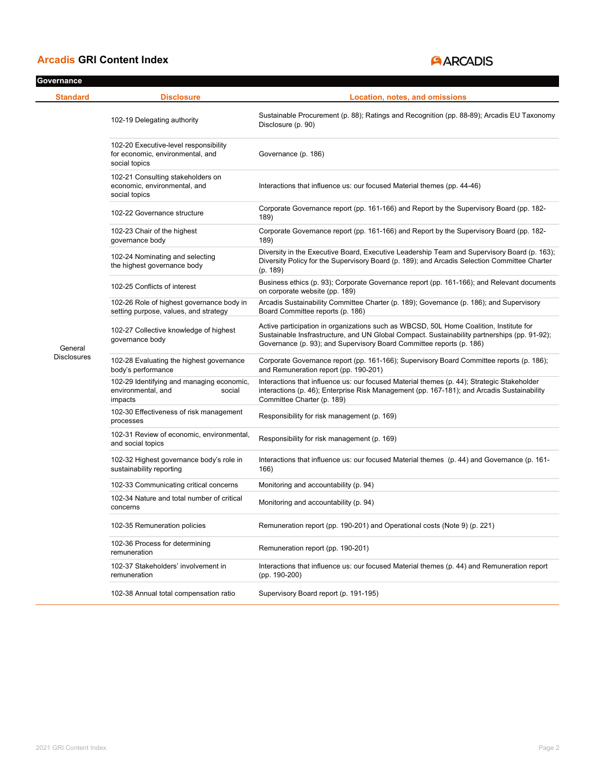# Arcadis GRI Content Index

## Governance

| Standard | Disclosure | Location, notes, and omissions |
|---|---|---|
| General Disclosures | 102-19 Delegating authority | Sustainable Procurement (p. 88); Ratings and Recognition (pp. 88-89); Arcadis EU Taxonomy Disclosure (p. 90) |
| | 102-20 Executive-level responsibility for economic, environmental, and social topics | Governance (p. 186) |
| | 102-21 Consulting stakeholders on economic, environmental, and social topics | Interactions that influence us: our focused Material themes (pp. 44-46) |
| | 102-22 Governance structure | Corporate Governance report (pp. 161-166) and Report by the Supervisory Board (pp. 182-189) |
| | 102-23 Chair of the highest governance body | Corporate Governance report (pp. 161-166) and Report by the Supervisory Board (pp. 182-189) |
| | 102-24 Nominating and selecting the highest governance body | Diversity in the Executive Board, Executive Leadership Team and Supervisory Board (p. 163); Diversity Policy for the Supervisory Board (p. 189); and Arcadis Selection Committee Charter (p. 189) |
| | 102-25 Conflicts of interest | Business ethics (p. 93); Corporate Governance report (pp. 161-166); and Relevant documents on corporate website (pp. 189) |
| | 102-26 Role of highest governance body in setting purpose, values, and strategy | Arcadis Sustainability Committee Charter (p. 189); Governance (p. 186); and Supervisory Board Committee reports (p. 186) |
| | 102-27 Collective knowledge of highest governance body | Active participation in organizations such as WBCSD, 50L Home Coalition, Institute for Sustainable Insfrastructure, and UN Global Compact. Sustainability partnerships (pp. 91-92); Governance (p. 93); and Supervisory Board Committee reports (p. 186) |
| | 102-28 Evaluating the highest governance body's performance | Corporate Governance report (pp. 161-166); Supervisory Board Committee reports (p. 186); and Remuneration report (pp. 190-201) |
| | 102-29 Identifying and managing economic, environmental, and social impacts | Interactions that influence us: our focused Material themes (p. 44); Strategic Stakeholder interactions (p. 46); Enterprise Risk Management (pp. 167-181); and Arcadis Sustainability Committee Charter (p. 189) |
| | 102-30 Effectiveness of risk management processes | Responsibility for risk management (p. 169) |
| | 102-31 Review of economic, environmental, and social topics | Responsibility for risk management (p. 169) |
| | 102-32 Highest governance body's role in sustainability reporting | Interactions that influence us: our focused Material themes (p. 44) and Governance (p. 161-166) |
| | 102-33 Communicating critical concerns | Monitoring and accountability (p. 94) |
| | 102-34 Nature and total number of critical concerns | Monitoring and accountability (p. 94) |
| | 102-35 Remuneration policies | Remuneration report (pp. 190-201) and Operational costs (Note 9) (p. 221) |
| | 102-36 Process for determining remuneration | Remuneration report (pp. 190-201) |
| | 102-37 Stakeholders' involvement in remuneration | Interactions that influence us: our focused Material themes (p. 44) and Remuneration report (pp. 190-200) |
| | 102-38 Annual total compensation ratio | Supervisory Board report (p. 191-195) |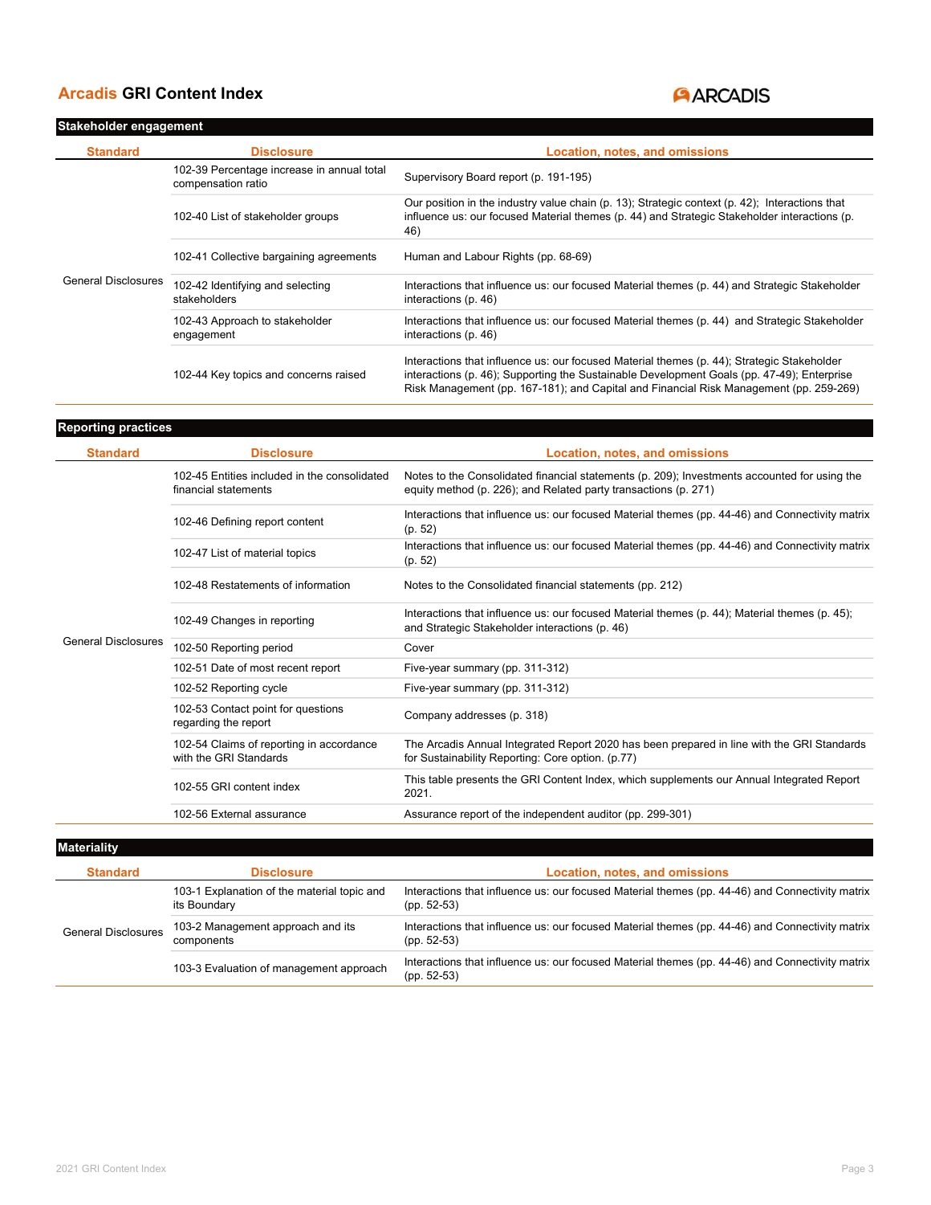# Arcadis GRI Content Index

## Stakeholder engagement

| Standard | Disclosure | Location, notes, and omissions |
|---|---|---|
| General Disclosures | 102-39 Percentage increase in annual total compensation ratio | Supervisory Board report (p. 191-195) |
| | 102-40 List of stakeholder groups | Our position in the industry value chain (p. 13); Strategic context (p. 42); Interactions that influence us: our focused Material themes (p. 44) and Strategic Stakeholder interactions (p. 46) |
| | 102-41 Collective bargaining agreements | Human and Labour Rights (pp. 68-69) |
| | 102-42 Identifying and selecting stakeholders | Interactions that influence us: our focused Material themes (p. 44) and Strategic Stakeholder interactions (p. 46) |
| | 102-43 Approach to stakeholder engagement | Interactions that influence us: our focused Material themes (p. 44) and Strategic Stakeholder interactions (p. 46) |
| | 102-44 Key topics and concerns raised | Interactions that influence us: our focused Material themes (p. 44); Strategic Stakeholder interactions (p. 46); Supporting the Sustainable Development Goals (pp. 47-49); Enterprise Risk Management (pp. 167-181); and Capital and Financial Risk Management (pp. 259-269) |

## Reporting practices

| Standard | Disclosure | Location, notes, and omissions |
|---|---|---|
| General Disclosures | 102-45 Entities included in the consolidated financial statements | Notes to the Consolidated financial statements (p. 209); Investments accounted for using the equity method (p. 226); and Related party transactions (p. 271) |
| | 102-46 Defining report content | Interactions that influence us: our focused Material themes (pp. 44-46) and Connectivity matrix (p. 52) |
| | 102-47 List of material topics | Interactions that influence us: our focused Material themes (pp. 44-46) and Connectivity matrix (p. 52) |
| | 102-48 Restatements of information | Notes to the Consolidated financial statements (pp. 212) |
| | 102-49 Changes in reporting | Interactions that influence us: our focused Material themes (p. 44); Material themes (p. 45); and Strategic Stakeholder interactions (p. 46) |
| | 102-50 Reporting period | Cover |
| | 102-51 Date of most recent report | Five-year summary (pp. 311-312) |
| | 102-52 Reporting cycle | Five-year summary (pp. 311-312) |
| | 102-53 Contact point for questions regarding the report | Company addresses (p. 318) |
| | 102-54 Claims of reporting in accordance with the GRI Standards | The Arcadis Annual Integrated Report 2020 has been prepared in line with the GRI Standards for Sustainability Reporting: Core option. (p.77) |
| | 102-55 GRI content index | This table presents the GRI Content Index, which supplements our Annual Integrated Report 2021. |
| | 102-56 External assurance | Assurance report of the independent auditor (pp. 299-301) |

## Materiality

| Standard | Disclosure | Location, notes, and omissions |
|---|---|---|
| General Disclosures | 103-1 Explanation of the material topic and its Boundary | Interactions that influence us: our focused Material themes (pp. 44-46) and Connectivity matrix (pp. 52-53) |
| | 103-2 Management approach and its components | Interactions that influence us: our focused Material themes (pp. 44-46) and Connectivity matrix (pp. 52-53) |
| | 103-3 Evaluation of management approach | Interactions that influence us: our focused Material themes (pp. 44-46) and Connectivity matrix (pp. 52-53) |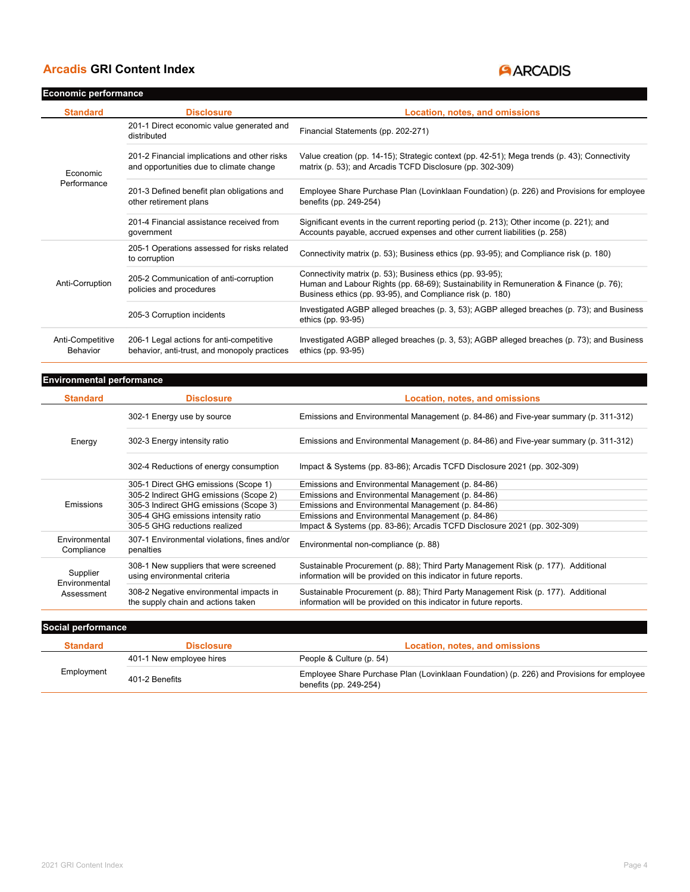## Arcadis GRI Content Index

### Economic performance

| Standard | Disclosure | Location, notes, and omissions |
|---|---|---|
| Economic Performance | 201-1 Direct economic value generated and distributed | Financial Statements (pp. 202-271) |
| | 201-2 Financial implications and other risks and opportunities due to climate change | Value creation (pp. 14-15); Strategic context (pp. 42-51); Mega trends (p. 43); Connectivity matrix (p. 53); and Arcadis TCFD Disclosure (pp. 302-309) |
| | 201-3 Defined benefit plan obligations and other retirement plans | Employee Share Purchase Plan (Lovinklaan Foundation) (p. 226) and Provisions for employee benefits (pp. 249-254) |
| | 201-4 Financial assistance received from government | Significant events in the current reporting period (p. 213); Other income (p. 221); and Accounts payable, accrued expenses and other current liabilities (p. 258) |
| Anti-Corruption | 205-1 Operations assessed for risks related to corruption | Connectivity matrix (p. 53); Business ethics (pp. 93-95); and Compliance risk (p. 180) |
| | 205-2 Communication of anti-corruption policies and procedures | Connectivity matrix (p. 53); Business ethics (pp. 93-95); Human and Labour Rights (pp. 68-69); Sustainability in Remuneration & Finance (p. 76); Business ethics (pp. 93-95), and Compliance risk (p. 180) |
| | 205-3 Corruption incidents | Investigated AGBP alleged breaches (p. 3, 53); AGBP alleged breaches (p. 73); and Business ethics (pp. 93-95) |
| Anti-Competitive Behavior | 206-1 Legal actions for anti-competitive behavior, anti-trust, and monopoly practices | Investigated AGBP alleged breaches (p. 3, 53); AGBP alleged breaches (p. 73); and Business ethics (pp. 93-95) |

### Environmental performance

| Standard | Disclosure | Location, notes, and omissions |
|---|---|---|
| Energy | 302-1 Energy use by source | Emissions and Environmental Management (p. 84-86) and Five-year summary (p. 311-312) |
| | 302-3 Energy intensity ratio | Emissions and Environmental Management (p. 84-86) and Five-year summary (p. 311-312) |
| | 302-4 Reductions of energy consumption | Impact & Systems (pp. 83-86); Arcadis TCFD Disclosure 2021 (pp. 302-309) |
| Emissions | 305-1 Direct GHG emissions (Scope 1) | Emissions and Environmental Management (p. 84-86) |
| | 305-2 Indirect GHG emissions (Scope 2) | Emissions and Environmental Management (p. 84-86) |
| | 305-3 Indirect GHG emissions (Scope 3) | Emissions and Environmental Management (p. 84-86) |
| | 305-4 GHG emissions intensity ratio | Emissions and Environmental Management (p. 84-86) |
| | 305-5 GHG reductions realized | Impact & Systems (pp. 83-86); Arcadis TCFD Disclosure 2021 (pp. 302-309) |
| Environmental Compliance | 307-1 Environmental violations, fines and/or penalties | Environmental non-compliance (p. 88) |
| Supplier Environmental Assessment | 308-1 New suppliers that were screened using environmental criteria | Sustainable Procurement (p. 88); Third Party Management Risk (p. 177). Additional information will be provided on this indicator in future reports. |
| | 308-2 Negative environmental impacts in the supply chain and actions taken | Sustainable Procurement (p. 88); Third Party Management Risk (p. 177). Additional information will be provided on this indicator in future reports. |

### Social performance

| Standard | Disclosure | Location, notes, and omissions |
|---|---|---|
| Employment | 401-1 New employee hires | People & Culture (p. 54) |
| | 401-2 Benefits | Employee Share Purchase Plan (Lovinklaan Foundation) (p. 226) and Provisions for employee benefits (pp. 249-254) |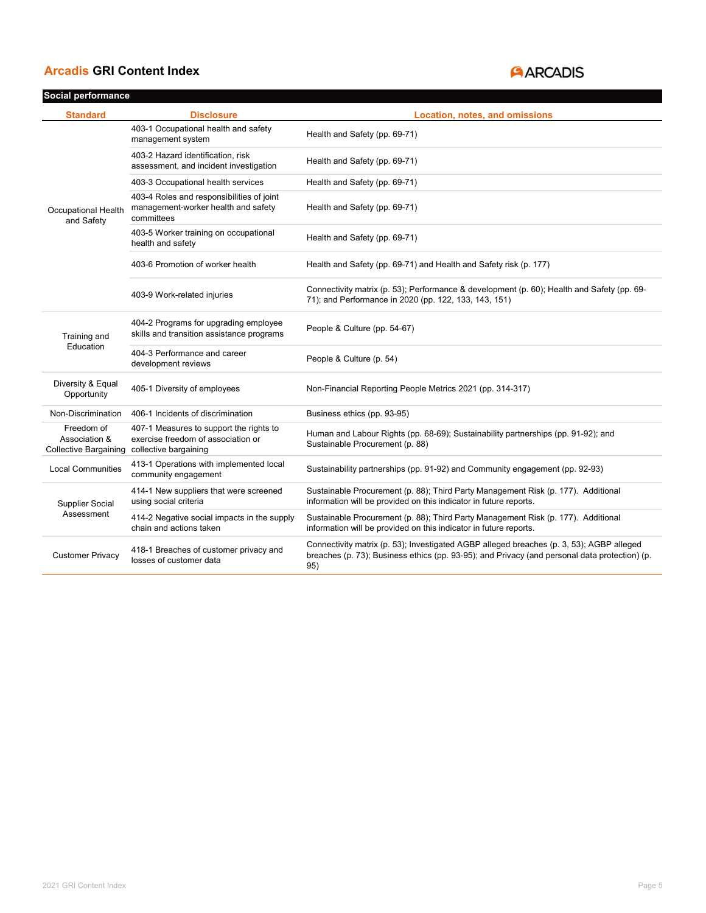## Arcadis GRI Content Index

### Social performance

| Standard | Disclosure | Location, notes, and omissions |
|---|---|---|
| Occupational Health and Safety | 403-1 Occupational health and safety management system | Health and Safety (pp. 69-71) |
| | 403-2 Hazard identification, risk assessment, and incident investigation | Health and Safety (pp. 69-71) |
| | 403-3 Occupational health services | Health and Safety (pp. 69-71) |
| | 403-4 Roles and responsibilities of joint management-worker health and safety committees | Health and Safety (pp. 69-71) |
| | 403-5 Worker training on occupational health and safety | Health and Safety (pp. 69-71) |
| | 403-6 Promotion of worker health | Health and Safety (pp. 69-71) and Health and Safety risk (p. 177) |
| | 403-9 Work-related injuries | Connectivity matrix (p. 53); Performance & development (p. 60); Health and Safety (pp. 69-71); and Performance in 2020 (pp. 122, 133, 143, 151) |
| Training and Education | 404-2 Programs for upgrading employee skills and transition assistance programs | People & Culture (pp. 54-67) |
| | 404-3 Performance and career development reviews | People & Culture (p. 54) |
| Diversity & Equal Opportunity | 405-1 Diversity of employees | Non-Financial Reporting People Metrics 2021 (pp. 314-317) |
| Non-Discrimination | 406-1 Incidents of discrimination | Business ethics (pp. 93-95) |
| Freedom of Association & Collective Bargaining | 407-1 Measures to support the rights to exercise freedom of association or collective bargaining | Human and Labour Rights (pp. 68-69); Sustainability partnerships (pp. 91-92); and Sustainable Procurement (p. 88) |
| Local Communities | 413-1 Operations with implemented local community engagement | Sustainability partnerships (pp. 91-92) and Community engagement (pp. 92-93) |
| Supplier Social Assessment | 414-1 New suppliers that were screened using social criteria | Sustainable Procurement (p. 88); Third Party Management Risk (p. 177). Additional information will be provided on this indicator in future reports. |
| | 414-2 Negative social impacts in the supply chain and actions taken | Sustainable Procurement (p. 88); Third Party Management Risk (p. 177). Additional information will be provided on this indicator in future reports. |
| Customer Privacy | 418-1 Breaches of customer privacy and losses of customer data | Connectivity matrix (p. 53); Investigated AGBP alleged breaches (p. 3, 53); AGBP alleged breaches (p. 73); Business ethics (pp. 93-95); and Privacy (and personal data protection) (p. 95) |